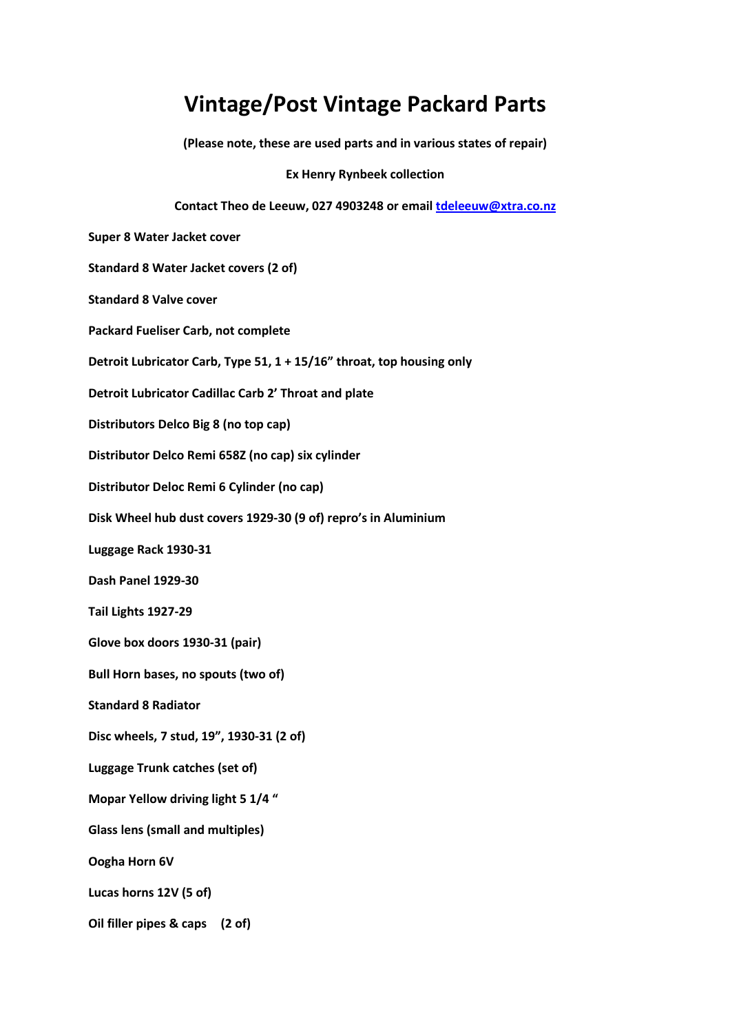# Vintage/Post Vintage Packard Parts

**(Please note, these are used parts and in various states of repair)**

**Ex Henry Rynbeek collection**

**Contact Theo de Leeuw, 027 4903248 or email tdeleeuw@xtra.co.nz**

**Super 8 Water Jacket cover**

**Standard 8 Water Jacket covers (2 of)**

**Standard 8 Valve cover**

**Packard Fueliser Carb, not complete**

**Detroit Lubricator Carb, Type 51, 1 + 15/16" throat, top housing only**

**Detroit Lubricator Cadillac Carb 2' Throat and plate**

**Distributors Delco Big 8 (no top cap)**

**Distributor Delco Remi 658Z (no cap) six cylinder**

**Distributor Deloc Remi 6 Cylinder (no cap)**

**Disk Wheel hub dust covers 1929-30 (9 of) repro's in Aluminium**

**Luggage Rack 1930-31**

**Dash Panel 1929-30**

**Tail Lights 1927-29**

**Glove box doors 1930-31 (pair)**

**Bull Horn bases, no spouts (two of)**

**Standard 8 Radiator**

**Disc wheels, 7 stud, 19", 1930-31 (2 of)**

**Luggage Trunk catches (set of)**

**Mopar Yellow driving light 5 1/4 "**

**Glass lens (small and multiples)**

**Oogha Horn 6V**

**Lucas horns 12V (5 of)**

**Oil filler pipes & caps (2 of)**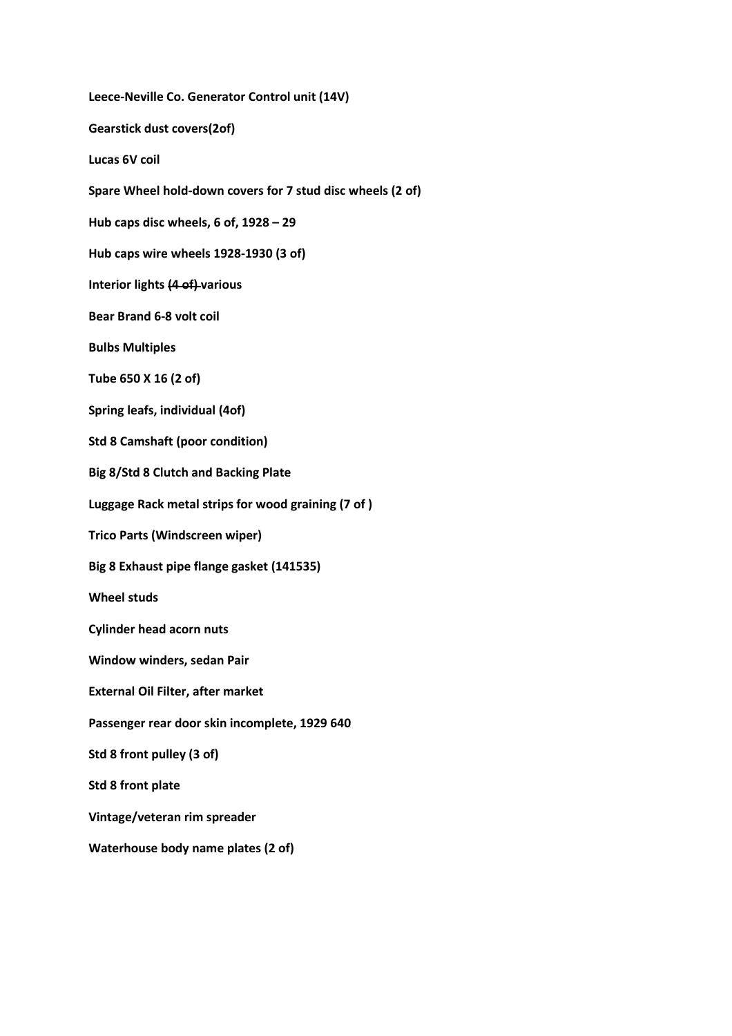**Leece-Neville Co. Generator Control unit (14V)**

**Gearstick dust covers(2of)**

**Lucas 6V coil**

**Spare Wheel hold-down covers for 7 stud disc wheels (2 of)**

**Hub caps disc wheels, 6 of, 1928 – 29**

**Hub caps wire wheels 1928-1930 (3 of)**

**Interior lights ~~(4 of)~~ various**

**Bear Brand 6-8 volt coil**

**Bulbs Multiples**

**Tube 650 X 16 (2 of)**

**Spring leafs, individual (4of)**

**Std 8 Camshaft (poor condition)**

**Big 8/Std 8 Clutch and Backing Plate**

**Luggage Rack metal strips for wood graining (7 of )**

**Trico Parts (Windscreen wiper)**

**Big 8 Exhaust pipe flange gasket (141535)**

**Wheel studs**

**Cylinder head acorn nuts**

**Window winders, sedan Pair**

**External Oil Filter, after market**

**Passenger rear door skin incomplete, 1929 640**

**Std 8 front pulley (3 of)**

**Std 8 front plate**

**Vintage/veteran rim spreader**

**Waterhouse body name plates (2 of)**